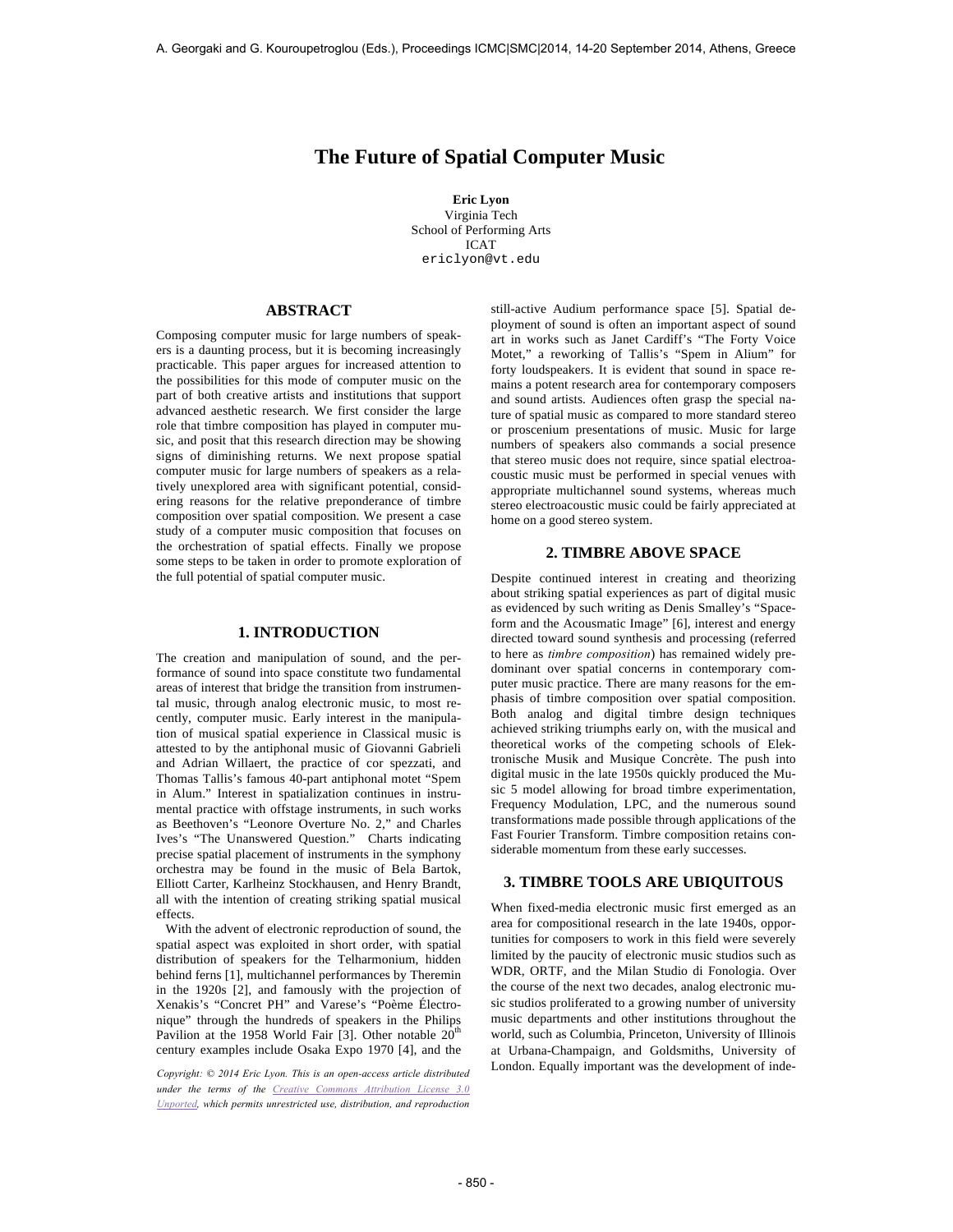# The Future of Spatial Computer Music

**Eric Lyon**
Virginia Tech
School of Performing Arts
ICAT
ericlyon@vt.edu

## ABSTRACT

Composing computer music for large numbers of speakers is a daunting process, but it is becoming increasingly practicable. This paper argues for increased attention to the possibilities for this mode of computer music on the part of both creative artists and institutions that support advanced aesthetic research. We first consider the large role that timbre composition has played in computer music, and posit that this research direction may be showing signs of diminishing returns. We next propose spatial computer music for large numbers of speakers as a relatively unexplored area with significant potential, considering reasons for the relative preponderance of timbre composition over spatial composition. We present a case study of a computer music composition that focuses on the orchestration of spatial effects. Finally we propose some steps to be taken in order to promote exploration of the full potential of spatial computer music.

## 1. INTRODUCTION

The creation and manipulation of sound, and the performance of sound into space constitute two fundamental areas of interest that bridge the transition from instrumental music, through analog electronic music, to most recently, computer music. Early interest in the manipulation of musical spatial experience in Classical music is attested to by the antiphonal music of Giovanni Gabrieli and Adrian Willaert, the practice of cor spezzati, and Thomas Tallis's famous 40-part antiphonal motet "Spem in Alum." Interest in spatialization continues in instrumental practice with offstage instruments, in such works as Beethoven's "Leonore Overture No. 2," and Charles Ives's "The Unanswered Question." Charts indicating precise spatial placement of instruments in the symphony orchestra may be found in the music of Bela Bartok, Elliott Carter, Karlheinz Stockhausen, and Henry Brandt, all with the intention of creating striking spatial musical effects.

With the advent of electronic reproduction of sound, the spatial aspect was exploited in short order, with spatial distribution of speakers for the Telharmonium, hidden behind ferns [1], multichannel performances by Theremin in the 1920s [2], and famously with the projection of Xenakis's "Concret PH" and Varese's "Poème Électronique" through the hundreds of speakers in the Philips Pavilion at the 1958 World Fair [3]. Other notable 20th century examples include Osaka Expo 1970 [4], and the still-active Audium performance space [5]. Spatial deployment of sound is often an important aspect of sound art in works such as Janet Cardiff's "The Forty Voice Motet," a reworking of Tallis's "Spem in Alium" for forty loudspeakers. It is evident that sound in space remains a potent research area for contemporary composers and sound artists. Audiences often grasp the special nature of spatial music as compared to more standard stereo or proscenium presentations of music. Music for large numbers of speakers also commands a social presence that stereo music does not require, since spatial electroacoustic music must be performed in special venues with appropriate multichannel sound systems, whereas much stereo electroacoustic music could be fairly appreciated at home on a good stereo system.

*Copyright: © 2014 Eric Lyon. This is an open-access article distributed under the terms of the Creative Commons Attribution License 3.0 Unported, which permits unrestricted use, distribution, and reproduction*

## 2. TIMBRE ABOVE SPACE

Despite continued interest in creating and theorizing about striking spatial experiences as part of digital music as evidenced by such writing as Denis Smalley's "Spaceform and the Acousmatic Image" [6], interest and energy directed toward sound synthesis and processing (referred to here as *timbre composition*) has remained widely predominant over spatial concerns in contemporary computer music practice. There are many reasons for the emphasis of timbre composition over spatial composition. Both analog and digital timbre design techniques achieved striking triumphs early on, with the musical and theoretical works of the competing schools of Elektronische Musik and Musique Concrète. The push into digital music in the late 1950s quickly produced the Music 5 model allowing for broad timbre experimentation, Frequency Modulation, LPC, and the numerous sound transformations made possible through applications of the Fast Fourier Transform. Timbre composition retains considerable momentum from these early successes.

## 3. TIMBRE TOOLS ARE UBIQUITOUS

When fixed-media electronic music first emerged as an area for compositional research in the late 1940s, opportunities for composers to work in this field were severely limited by the paucity of electronic music studios such as WDR, ORTF, and the Milan Studio di Fonologia. Over the course of the next two decades, analog electronic music studios proliferated to a growing number of university music departments and other institutions throughout the world, such as Columbia, Princeton, University of Illinois at Urbana-Champaign, and Goldsmiths, University of London. Equally important was the development of inde-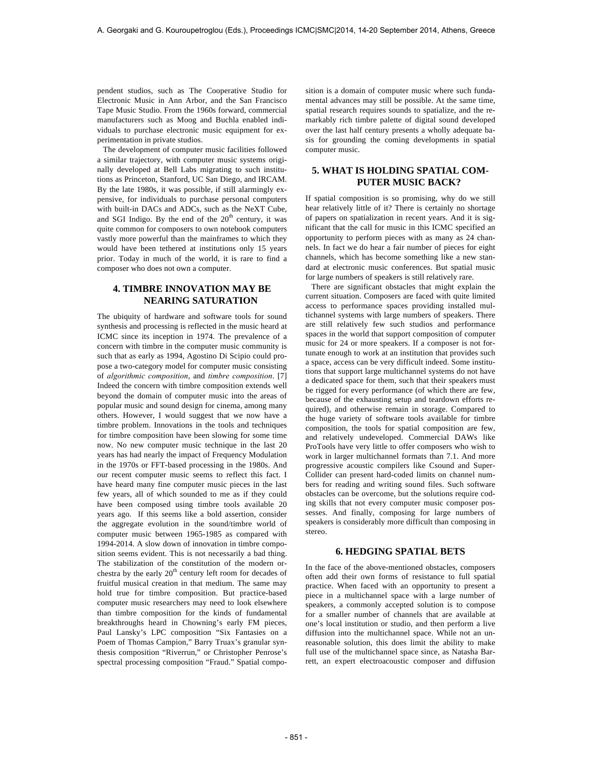pendent studios, such as The Cooperative Studio for Electronic Music in Ann Arbor, and the San Francisco Tape Music Studio. From the 1960s forward, commercial manufacturers such as Moog and Buchla enabled individuals to purchase electronic music equipment for experimentation in private studios.

The development of computer music facilities followed a similar trajectory, with computer music systems originally developed at Bell Labs migrating to such institutions as Princeton, Stanford, UC San Diego, and IRCAM. By the late 1980s, it was possible, if still alarmingly expensive, for individuals to purchase personal computers with built-in DACs and ADCs, such as the NeXT Cube, and SGI Indigo. By the end of the 20th century, it was quite common for composers to own notebook computers vastly more powerful than the mainframes to which they would have been tethered at institutions only 15 years prior. Today in much of the world, it is rare to find a composer who does not own a computer.

## 4. TIMBRE INNOVATION MAY BE NEARING SATURATION

The ubiquity of hardware and software tools for sound synthesis and processing is reflected in the music heard at ICMC since its inception in 1974. The prevalence of a concern with timbre in the computer music community is such that as early as 1994, Agostino Di Scipio could propose a two-category model for computer music consisting of *algorithmic composition*, and *timbre composition*. [7] Indeed the concern with timbre composition extends well beyond the domain of computer music into the areas of popular music and sound design for cinema, among many others. However, I would suggest that we now have a timbre problem. Innovations in the tools and techniques for timbre composition have been slowing for some time now. No new computer music technique in the last 20 years has had nearly the impact of Frequency Modulation in the 1970s or FFT-based processing in the 1980s. And our recent computer music seems to reflect this fact. I have heard many fine computer music pieces in the last few years, all of which sounded to me as if they could have been composed using timbre tools available 20 years ago. If this seems like a bold assertion, consider the aggregate evolution in the sound/timbre world of computer music between 1965-1985 as compared with 1994-2014. A slow down of innovation in timbre composition seems evident. This is not necessarily a bad thing. The stabilization of the constitution of the modern orchestra by the early 20th century left room for decades of fruitful musical creation in that medium. The same may hold true for timbre composition. But practice-based computer music researchers may need to look elsewhere than timbre composition for the kinds of fundamental breakthroughs heard in Chowning's early FM pieces, Paul Lansky's LPC composition "Six Fantasies on a Poem of Thomas Campion," Barry Truax's granular synthesis composition "Riverrun," or Christopher Penrose's spectral processing composition "Fraud." Spatial composition is a domain of computer music where such fundamental advances may still be possible. At the same time, spatial research requires sounds to spatialize, and the remarkably rich timbre palette of digital sound developed over the last half century presents a wholly adequate basis for grounding the coming developments in spatial computer music.

## 5. WHAT IS HOLDING SPATIAL COMPUTER MUSIC BACK?

If spatial composition is so promising, why do we still hear relatively little of it? There is certainly no shortage of papers on spatialization in recent years. And it is significant that the call for music in this ICMC specified an opportunity to perform pieces with as many as 24 channels. In fact we do hear a fair number of pieces for eight channels, which has become something like a new standard at electronic music conferences. But spatial music for large numbers of speakers is still relatively rare.

There are significant obstacles that might explain the current situation. Composers are faced with quite limited access to performance spaces providing installed multichannel systems with large numbers of speakers. There are still relatively few such studios and performance spaces in the world that support composition of computer music for 24 or more speakers. If a composer is not fortunate enough to work at an institution that provides such a space, access can be very difficult indeed. Some institutions that support large multichannel systems do not have a dedicated space for them, such that their speakers must be rigged for every performance (of which there are few, because of the exhausting setup and teardown efforts required), and otherwise remain in storage. Compared to the huge variety of software tools available for timbre composition, the tools for spatial composition are few, and relatively undeveloped. Commercial DAWs like ProTools have very little to offer composers who wish to work in larger multichannel formats than 7.1. And more progressive acoustic compilers like Csound and SuperCollider can present hard-coded limits on channel numbers for reading and writing sound files. Such software obstacles can be overcome, but the solutions require coding skills that not every computer music composer possesses. And finally, composing for large numbers of speakers is considerably more difficult than composing in stereo.

## 6. HEDGING SPATIAL BETS

In the face of the above-mentioned obstacles, composers often add their own forms of resistance to full spatial practice. When faced with an opportunity to present a piece in a multichannel space with a large number of speakers, a commonly accepted solution is to compose for a smaller number of channels that are available at one's local institution or studio, and then perform a live diffusion into the multichannel space. While not an unreasonable solution, this does limit the ability to make full use of the multichannel space since, as Natasha Barrett, an expert electroacoustic composer and diffusion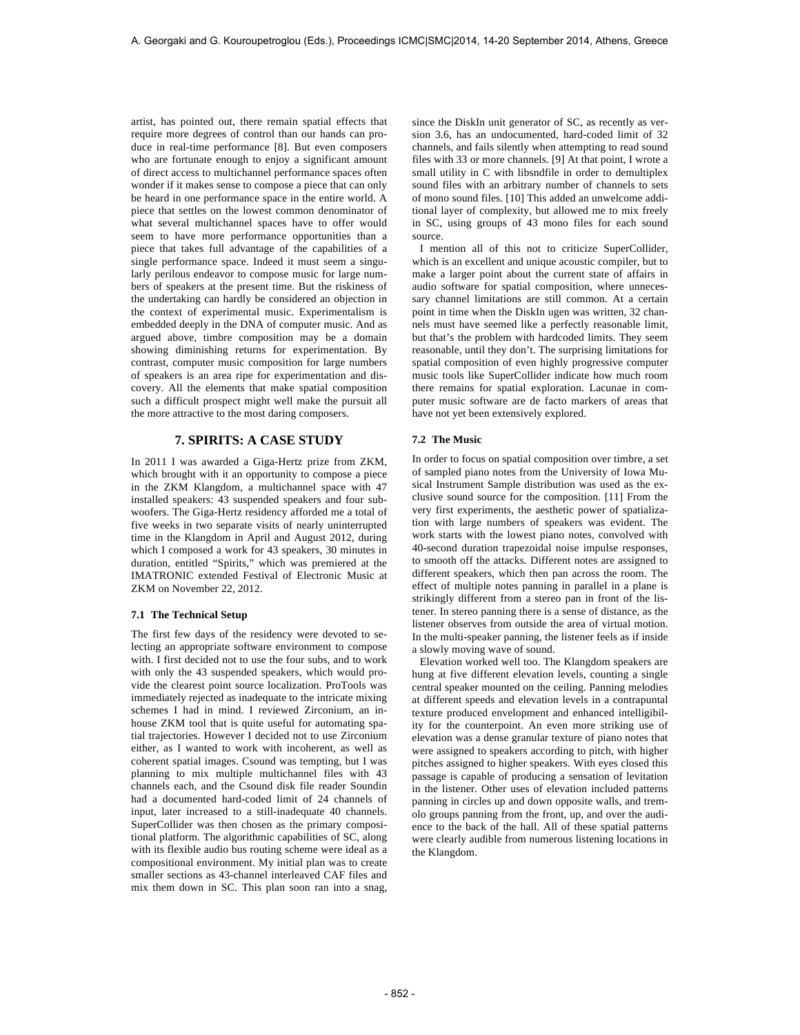artist, has pointed out, there remain spatial effects that require more degrees of control than our hands can produce in real-time performance [8]. But even composers who are fortunate enough to enjoy a significant amount of direct access to multichannel performance spaces often wonder if it makes sense to compose a piece that can only be heard in one performance space in the entire world. A piece that settles on the lowest common denominator of what several multichannel spaces have to offer would seem to have more performance opportunities than a piece that takes full advantage of the capabilities of a single performance space. Indeed it must seem a singularly perilous endeavor to compose music for large numbers of speakers at the present time. But the riskiness of the undertaking can hardly be considered an objection in the context of experimental music. Experimentalism is embedded deeply in the DNA of computer music. And as argued above, timbre composition may be a domain showing diminishing returns for experimentation. By contrast, computer music composition for large numbers of speakers is an area ripe for experimentation and discovery. All the elements that make spatial composition such a difficult prospect might well make the pursuit all the more attractive to the most daring composers.

## 7. SPIRITS: A CASE STUDY

In 2011 I was awarded a Giga-Hertz prize from ZKM, which brought with it an opportunity to compose a piece in the ZKM Klangdom, a multichannel space with 47 installed speakers: 43 suspended speakers and four subwoofers. The Giga-Hertz residency afforded me a total of five weeks in two separate visits of nearly uninterrupted time in the Klangdom in April and August 2012, during which I composed a work for 43 speakers, 30 minutes in duration, entitled "Spirits," which was premiered at the IMATRONIC extended Festival of Electronic Music at ZKM on November 22, 2012.

### 7.1 The Technical Setup

The first few days of the residency were devoted to selecting an appropriate software environment to compose with. I first decided not to use the four subs, and to work with only the 43 suspended speakers, which would provide the clearest point source localization. ProTools was immediately rejected as inadequate to the intricate mixing schemes I had in mind. I reviewed Zirconium, an in-house ZKM tool that is quite useful for automating spatial trajectories. However I decided not to use Zirconium either, as I wanted to work with incoherent, as well as coherent spatial images. Csound was tempting, but I was planning to mix multiple multichannel files with 43 channels each, and the Csound disk file reader Soundin had a documented hard-coded limit of 24 channels of input, later increased to a still-inadequate 40 channels. SuperCollider was then chosen as the primary compositional platform. The algorithmic capabilities of SC, along with its flexible audio bus routing scheme were ideal as a compositional environment. My initial plan was to create smaller sections as 43-channel interleaved CAF files and mix them down in SC. This plan soon ran into a snag, since the DiskIn unit generator of SC, as recently as version 3.6, has an undocumented, hard-coded limit of 32 channels, and fails silently when attempting to read sound files with 33 or more channels. [9] At that point, I wrote a small utility in C with libsndfile in order to demultiplex sound files with an arbitrary number of channels to sets of mono sound files. [10] This added an unwelcome additional layer of complexity, but allowed me to mix freely in SC, using groups of 43 mono files for each sound source.

I mention all of this not to criticize SuperCollider, which is an excellent and unique acoustic compiler, but to make a larger point about the current state of affairs in audio software for spatial composition, where unnecessary channel limitations are still common. At a certain point in time when the DiskIn ugen was written, 32 channels must have seemed like a perfectly reasonable limit, but that's the problem with hardcoded limits. They seem reasonable, until they don't. The surprising limitations for spatial composition of even highly progressive computer music tools like SuperCollider indicate how much room there remains for spatial exploration. Lacunae in computer music software are de facto markers of areas that have not yet been extensively explored.

### 7.2 The Music

In order to focus on spatial composition over timbre, a set of sampled piano notes from the University of Iowa Musical Instrument Sample distribution was used as the exclusive sound source for the composition. [11] From the very first experiments, the aesthetic power of spatialization with large numbers of speakers was evident. The work starts with the lowest piano notes, convolved with 40-second duration trapezoidal noise impulse responses, to smooth off the attacks. Different notes are assigned to different speakers, which then pan across the room. The effect of multiple notes panning in parallel in a plane is strikingly different from a stereo pan in front of the listener. In stereo panning there is a sense of distance, as the listener observes from outside the area of virtual motion. In the multi-speaker panning, the listener feels as if inside a slowly moving wave of sound.

Elevation worked well too. The Klangdom speakers are hung at five different elevation levels, counting a single central speaker mounted on the ceiling. Panning melodies at different speeds and elevation levels in a contrapuntal texture produced envelopment and enhanced intelligibility for the counterpoint. An even more striking use of elevation was a dense granular texture of piano notes that were assigned to speakers according to pitch, with higher pitches assigned to higher speakers. With eyes closed this passage is capable of producing a sensation of levitation in the listener. Other uses of elevation included patterns panning in circles up and down opposite walls, and tremolo groups panning from the front, up, and over the audience to the back of the hall. All of these spatial patterns were clearly audible from numerous listening locations in the Klangdom.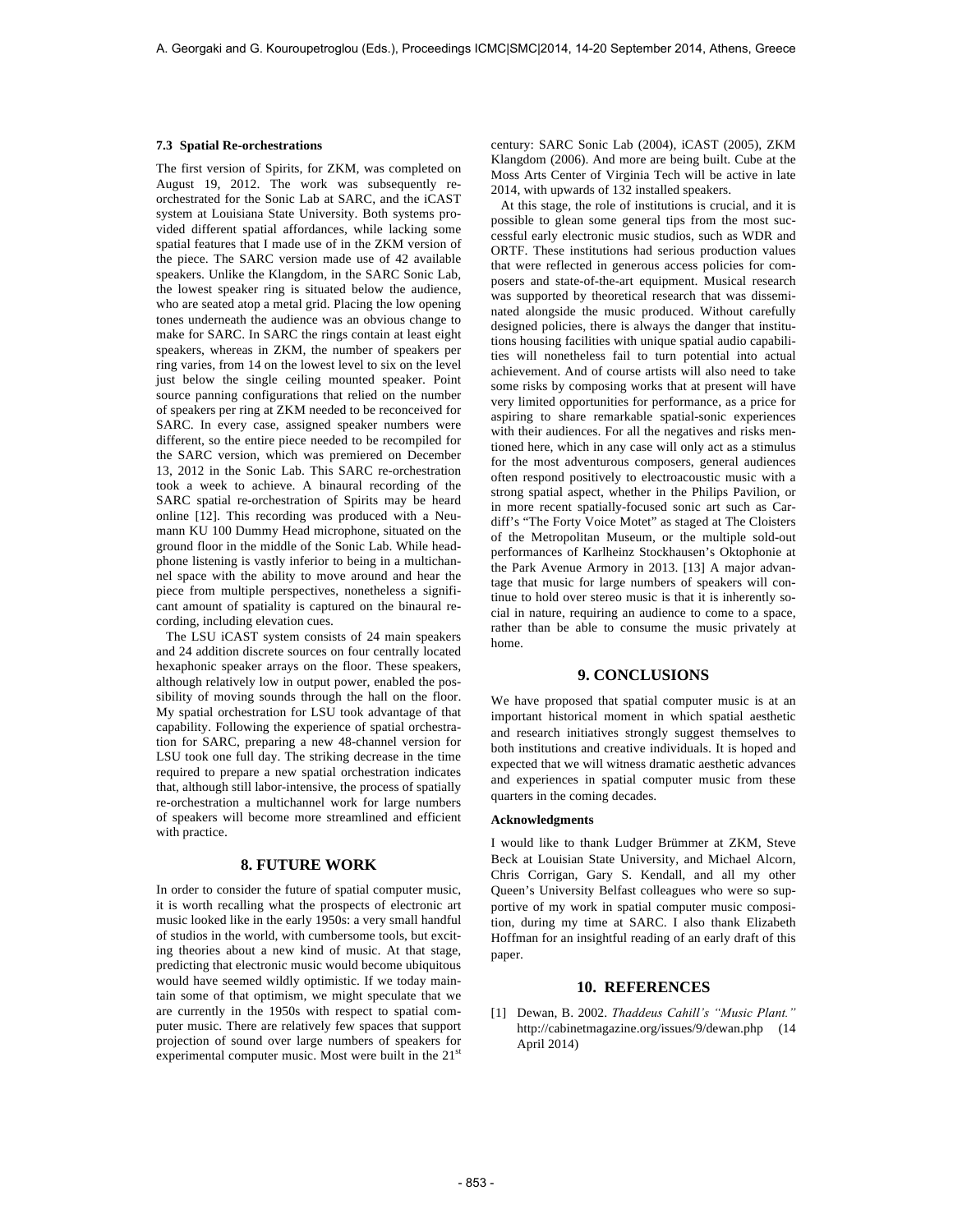### 7.3 Spatial Re-orchestrations

The first version of Spirits, for ZKM, was completed on August 19, 2012. The work was subsequently re-orchestrated for the Sonic Lab at SARC, and the iCAST system at Louisiana State University. Both systems provided different spatial affordances, while lacking some spatial features that I made use of in the ZKM version of the piece. The SARC version made use of 42 available speakers. Unlike the Klangdom, in the SARC Sonic Lab, the lowest speaker ring is situated below the audience, who are seated atop a metal grid. Placing the low opening tones underneath the audience was an obvious change to make for SARC. In SARC the rings contain at least eight speakers, whereas in ZKM, the number of speakers per ring varies, from 14 on the lowest level to six on the level just below the single ceiling mounted speaker. Point source panning configurations that relied on the number of speakers per ring at ZKM needed to be reconceived for SARC. In every case, assigned speaker numbers were different, so the entire piece needed to be recompiled for the SARC version, which was premiered on December 13, 2012 in the Sonic Lab. This SARC re-orchestration took a week to achieve. A binaural recording of the SARC spatial re-orchestration of Spirits may be heard online [12]. This recording was produced with a Neumann KU 100 Dummy Head microphone, situated on the ground floor in the middle of the Sonic Lab. While headphone listening is vastly inferior to being in a multichannel space with the ability to move around and hear the piece from multiple perspectives, nonetheless a significant amount of spatiality is captured on the binaural recording, including elevation cues.

The LSU iCAST system consists of 24 main speakers and 24 addition discrete sources on four centrally located hexaphonic speaker arrays on the floor. These speakers, although relatively low in output power, enabled the possibility of moving sounds through the hall on the floor. My spatial orchestration for LSU took advantage of that capability. Following the experience of spatial orchestration for SARC, preparing a new 48-channel version for LSU took one full day. The striking decrease in the time required to prepare a new spatial orchestration indicates that, although still labor-intensive, the process of spatially re-orchestration a multichannel work for large numbers of speakers will become more streamlined and efficient with practice.

## 8. FUTURE WORK

In order to consider the future of spatial computer music, it is worth recalling what the prospects of electronic art music looked like in the early 1950s: a very small handful of studios in the world, with cumbersome tools, but exciting theories about a new kind of music. At that stage, predicting that electronic music would become ubiquitous would have seemed wildly optimistic. If we today maintain some of that optimism, we might speculate that we are currently in the 1950s with respect to spatial computer music. There are relatively few spaces that support projection of sound over large numbers of speakers for experimental computer music. Most were built in the 21st century: SARC Sonic Lab (2004), iCAST (2005), ZKM Klangdom (2006). And more are being built. Cube at the Moss Arts Center of Virginia Tech will be active in late 2014, with upwards of 132 installed speakers.

At this stage, the role of institutions is crucial, and it is possible to glean some general tips from the most successful early electronic music studios, such as WDR and ORTF. These institutions had serious production values that were reflected in generous access policies for composers and state-of-the-art equipment. Musical research was supported by theoretical research that was disseminated alongside the music produced. Without carefully designed policies, there is always the danger that institutions housing facilities with unique spatial audio capabilities will nonetheless fail to turn potential into actual achievement. And of course artists will also need to take some risks by composing works that at present will have very limited opportunities for performance, as a price for aspiring to share remarkable spatial-sonic experiences with their audiences. For all the negatives and risks mentioned here, which in any case will only act as a stimulus for the most adventurous composers, general audiences often respond positively to electroacoustic music with a strong spatial aspect, whether in the Philips Pavilion, or in more recent spatially-focused sonic art such as Cardiff's "The Forty Voice Motet" as staged at The Cloisters of the Metropolitan Museum, or the multiple sold-out performances of Karlheinz Stockhausen's Oktophonie at the Park Avenue Armory in 2013. [13] A major advantage that music for large numbers of speakers will continue to hold over stereo music is that it is inherently social in nature, requiring an audience to come to a space, rather than be able to consume the music privately at home.

## 9. CONCLUSIONS

We have proposed that spatial computer music is at an important historical moment in which spatial aesthetic and research initiatives strongly suggest themselves to both institutions and creative individuals. It is hoped and expected that we will witness dramatic aesthetic advances and experiences in spatial computer music from these quarters in the coming decades.

**Acknowledgments**

I would like to thank Ludger Brümmer at ZKM, Steve Beck at Louisian State University, and Michael Alcorn, Chris Corrigan, Gary S. Kendall, and all my other Queen's University Belfast colleagues who were so supportive of my work in spatial computer music composition, during my time at SARC. I also thank Elizabeth Hoffman for an insightful reading of an early draft of this paper.

## 10. REFERENCES

[1] Dewan, B. 2002. *Thaddeus Cahill's "Music Plant."* http://cabinetmagazine.org/issues/9/dewan.php (14 April 2014)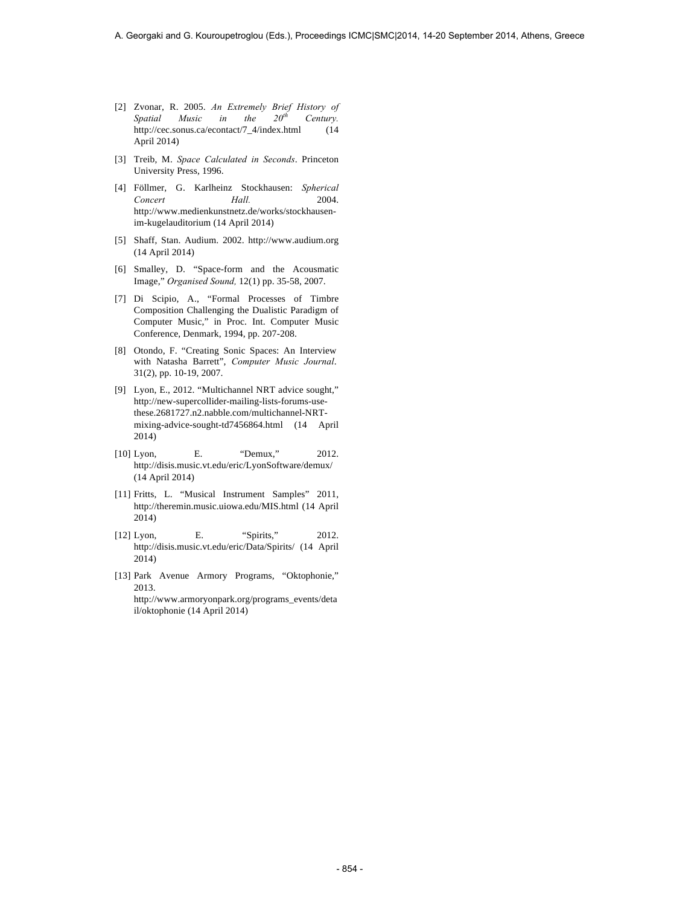[2] Zvonar, R. 2005. *An Extremely Brief History of Spatial Music in the 20th Century.* http://cec.sonus.ca/econtact/7_4/index.html (14 April 2014)

[3] Treib, M. *Space Calculated in Seconds*. Princeton University Press, 1996.

[4] Föllmer, G. Karlheinz Stockhausen: *Spherical Concert Hall.* 2004. http://www.medienkunstnetz.de/works/stockhausen-im-kugelauditorium (14 April 2014)

[5] Shaff, Stan. Audium. 2002. http://www.audium.org (14 April 2014)

[6] Smalley, D. "Space-form and the Acousmatic Image," *Organised Sound,* 12(1) pp. 35-58, 2007.

[7] Di Scipio, A., "Formal Processes of Timbre Composition Challenging the Dualistic Paradigm of Computer Music," in Proc. Int. Computer Music Conference, Denmark, 1994, pp. 207-208.

[8] Otondo, F. "Creating Sonic Spaces: An Interview with Natasha Barrett", *Computer Music Journal*. 31(2), pp. 10-19, 2007.

[9] Lyon, E., 2012. "Multichannel NRT advice sought," http://new-supercollider-mailing-lists-forums-use-these.2681727.n2.nabble.com/multichannel-NRT-mixing-advice-sought-td7456864.html (14 April 2014)

[10] Lyon, E. "Demux," 2012. http://disis.music.vt.edu/eric/LyonSoftware/demux/ (14 April 2014)

[11] Fritts, L. "Musical Instrument Samples" 2011, http://theremin.music.uiowa.edu/MIS.html (14 April 2014)

[12] Lyon, E. "Spirits," 2012. http://disis.music.vt.edu/eric/Data/Spirits/ (14 April 2014)

[13] Park Avenue Armory Programs, "Oktophonie," 2013. http://www.armoryonpark.org/programs_events/detail/oktophonie (14 April 2014)